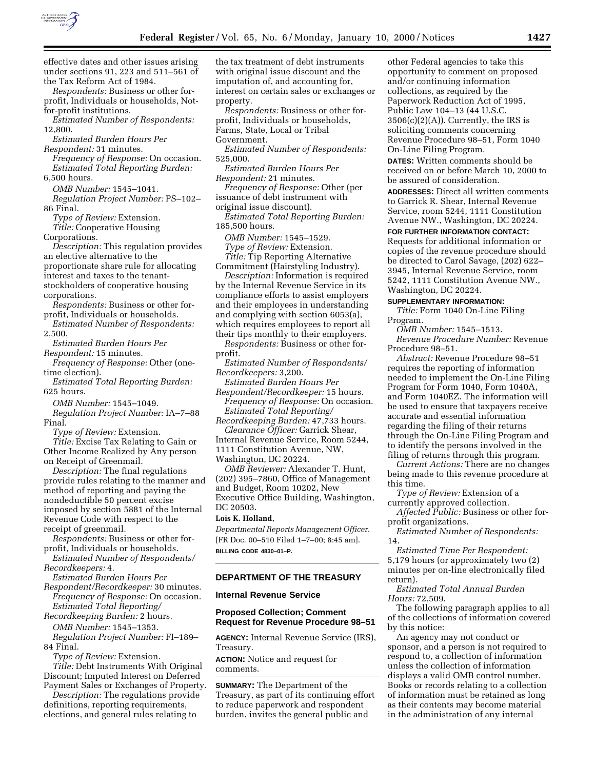effective dates and other issues arising under sections 91, 223 and 511–561 of the Tax Reform Act of 1984.

*Respondents:* Business or other for-profit, Individuals or households, Not-for-profit institutions.

*Estimated Number of Respondents:* 12,800.

*Estimated Burden Hours Per Respondent:* 31 minutes.

*Frequency of Response:* On occasion.

*Estimated Total Reporting Burden:* 6,500 hours.

*OMB Number:* 1545–1041.

*Regulation Project Number:* PS–102–86 Final.

*Type of Review:* Extension.

*Title:* Cooperative Housing Corporations.

*Description:* This regulation provides an elective alternative to the proportionate share rule for allocating interest and taxes to the tenant-stockholders of cooperative housing corporations.

*Respondents:* Business or other for-profit, Individuals or households.

*Estimated Number of Respondents:* 2,500.

*Estimated Burden Hours Per Respondent:* 15 minutes.

*Frequency of Response:* Other (one-time election).

*Estimated Total Reporting Burden:* 625 hours.

*OMB Number:* 1545–1049.

*Regulation Project Number:* IA–7–88 Final.

*Type of Review:* Extension.

*Title:* Excise Tax Relating to Gain or Other Income Realized by Any person on Receipt of Greenmail.

*Description:* The final regulations provide rules relating to the manner and method of reporting and paying the nondeductible 50 percent excise imposed by section 5881 of the Internal Revenue Code with respect to the receipt of greenmail.

*Respondents:* Business or other for-profit, Individuals or households.

*Estimated Number of Respondents/Recordkeepers:* 4.

*Estimated Burden Hours Per Respondent/Recordkeeper:* 30 minutes.

*Frequency of Response:* On occasion.

*Estimated Total Reporting/Recordkeeping Burden:* 2 hours.

*OMB Number:* 1545–1353.

*Regulation Project Number:* FI–189–84 Final.

*Type of Review:* Extension.

*Title:* Debt Instruments With Original Discount; Imputed Interest on Deferred Payment Sales or Exchanges of Property.

*Description:* The regulations provide definitions, reporting requirements, elections, and general rules relating to the tax treatment of debt instruments with original issue discount and the imputation of, and accounting for, interest on certain sales or exchanges or property.

*Respondents:* Business or other for-profit, Individuals or households, Farms, State, Local or Tribal Government.

*Estimated Number of Respondents:* 525,000.

*Estimated Burden Hours Per Respondent:* 21 minutes.

*Frequency of Response:* Other (per issuance of debt instrument with original issue discount).

*Estimated Total Reporting Burden:* 185,500 hours.

*OMB Number:* 1545–1529.

*Type of Review:* Extension.

*Title:* Tip Reporting Alternative Commitment (Hairstyling Industry).

*Description:* Information is required by the Internal Revenue Service in its compliance efforts to assist employers and their employees in understanding and complying with section 6053(a), which requires employees to report all their tips monthly to their employers.

*Respondents:* Business or other for-profit.

*Estimated Number of Respondents/Recordkeepers:* 3,200.

*Estimated Burden Hours Per Respondent/Recordkeeper:* 15 hours.

*Frequency of Response:* On occasion.

*Estimated Total Reporting/Recordkeeping Burden:* 47,733 hours.

*Clearance Officer:* Garrick Shear, Internal Revenue Service, Room 5244, 1111 Constitution Avenue, NW, Washington, DC 20224.

*OMB Reviewer:* Alexander T. Hunt, (202) 395–7860, Office of Management and Budget, Room 10202, New Executive Office Building, Washington, DC 20503.

**Lois K. Holland,**

*Departmental Reports Management Officer.*

[FR Doc. 00–510 Filed 1–7–00; 8:45 am]

**BILLING CODE 4830–01–P.**

---

## DEPARTMENT OF THE TREASURY

### Internal Revenue Service

### Proposed Collection; Comment Request for Revenue Procedure 98–51

**AGENCY:** Internal Revenue Service (IRS), Treasury.

**ACTION:** Notice and request for comments.

**SUMMARY:** The Department of the Treasury, as part of its continuing effort to reduce paperwork and respondent burden, invites the general public and other Federal agencies to take this opportunity to comment on proposed and/or continuing information collections, as required by the Paperwork Reduction Act of 1995, Public Law 104–13 (44 U.S.C. 3506(c)(2)(A)). Currently, the IRS is soliciting comments concerning Revenue Procedure 98–51, Form 1040 On-Line Filing Program.

**DATES:** Written comments should be received on or before March 10, 2000 to be assured of consideration.

**ADDRESSES:** Direct all written comments to Garrick R. Shear, Internal Revenue Service, room 5244, 1111 Constitution Avenue NW., Washington, DC 20224.

**FOR FURTHER INFORMATION CONTACT:** Requests for additional information or copies of the revenue procedure should be directed to Carol Savage, (202) 622–3945, Internal Revenue Service, room 5242, 1111 Constitution Avenue NW., Washington, DC 20224.

**SUPPLEMENTARY INFORMATION:**

*Title:* Form 1040 On-Line Filing Program.

*OMB Number:* 1545–1513.

*Revenue Procedure Number:* Revenue Procedure 98–51.

*Abstract:* Revenue Procedure 98–51 requires the reporting of information needed to implement the On-Line Filing Program for Form 1040, Form 1040A, and Form 1040EZ. The information will be used to ensure that taxpayers receive accurate and essential information regarding the filing of their returns through the On-Line Filing Program and to identify the persons involved in the filing of returns through this program.

*Current Actions:* There are no changes being made to this revenue procedure at this time.

*Type of Review:* Extension of a currently approved collection.

*Affected Public:* Business or other for-profit organizations.

*Estimated Number of Respondents:* 14.

*Estimated Time Per Respondent:* 5,179 hours (or approximately two (2) minutes per on-line electronically filed return).

*Estimated Total Annual Burden Hours:* 72,509.

The following paragraph applies to all of the collections of information covered by this notice:

An agency may not conduct or sponsor, and a person is not required to respond to, a collection of information unless the collection of information displays a valid OMB control number. Books or records relating to a collection of information must be retained as long as their contents may become material in the administration of any internal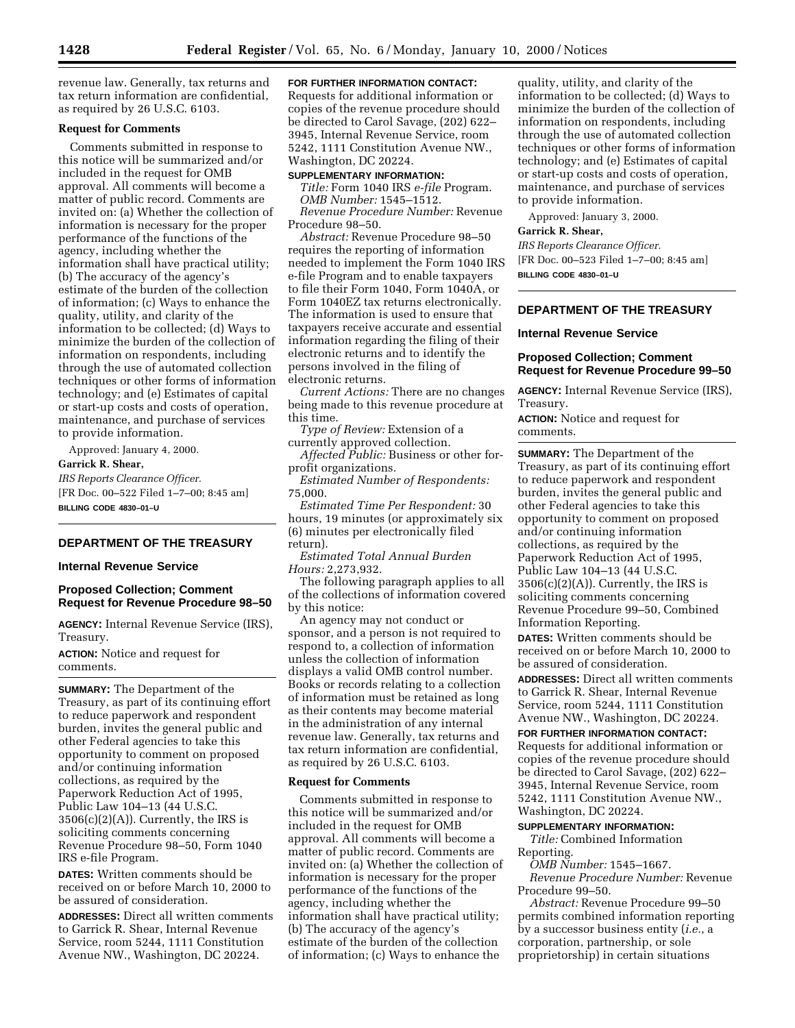revenue law. Generally, tax returns and tax return information are confidential, as required by 26 U.S.C. 6103.

**Request for Comments**

Comments submitted in response to this notice will be summarized and/or included in the request for OMB approval. All comments will become a matter of public record. Comments are invited on: (a) Whether the collection of information is necessary for the proper performance of the functions of the agency, including whether the information shall have practical utility; (b) The accuracy of the agency's estimate of the burden of the collection of information; (c) Ways to enhance the quality, utility, and clarity of the information to be collected; (d) Ways to minimize the burden of the collection of information on respondents, including through the use of automated collection techniques or other forms of information technology; and (e) Estimates of capital or start-up costs and costs of operation, maintenance, and purchase of services to provide information.

Approved: January 4, 2000.

**Garrick R. Shear,**

*IRS Reports Clearance Officer.*

[FR Doc. 00–522 Filed 1–7–00; 8:45 am]

**BILLING CODE 4830–01–U**

## DEPARTMENT OF THE TREASURY

### Internal Revenue Service

### Proposed Collection; Comment Request for Revenue Procedure 98–50

**AGENCY:** Internal Revenue Service (IRS), Treasury.

**ACTION:** Notice and request for comments.

**SUMMARY:** The Department of the Treasury, as part of its continuing effort to reduce paperwork and respondent burden, invites the general public and other Federal agencies to take this opportunity to comment on proposed and/or continuing information collections, as required by the Paperwork Reduction Act of 1995, Public Law 104–13 (44 U.S.C. 3506(c)(2)(A)). Currently, the IRS is soliciting comments concerning Revenue Procedure 98–50, Form 1040 IRS e-file Program.

**DATES:** Written comments should be received on or before March 10, 2000 to be assured of consideration.

**ADDRESSES:** Direct all written comments to Garrick R. Shear, Internal Revenue Service, room 5244, 1111 Constitution Avenue NW., Washington, DC 20224.

**FOR FURTHER INFORMATION CONTACT:** Requests for additional information or copies of the revenue procedure should be directed to Carol Savage, (202) 622–3945, Internal Revenue Service, room 5242, 1111 Constitution Avenue NW., Washington, DC 20224.

**SUPPLEMENTARY INFORMATION:**

*Title:* Form 1040 IRS *e-file* Program.

*OMB Number:* 1545–1512.

*Revenue Procedure Number:* Revenue Procedure 98–50.

*Abstract:* Revenue Procedure 98–50 requires the reporting of information needed to implement the Form 1040 IRS e-file Program and to enable taxpayers to file their Form 1040, Form 1040A, or Form 1040EZ tax returns electronically. The information is used to ensure that taxpayers receive accurate and essential information regarding the filing of their electronic returns and to identify the persons involved in the filing of electronic returns.

*Current Actions:* There are no changes being made to this revenue procedure at this time.

*Type of Review:* Extension of a currently approved collection.

*Affected Public:* Business or other for-profit organizations.

*Estimated Number of Respondents:* 75,000.

*Estimated Time Per Respondent:* 30 hours, 19 minutes (or approximately six (6) minutes per electronically filed return).

*Estimated Total Annual Burden Hours:* 2,273,932.

The following paragraph applies to all of the collections of information covered by this notice:

An agency may not conduct or sponsor, and a person is not required to respond to, a collection of information unless the collection of information displays a valid OMB control number. Books or records relating to a collection of information must be retained as long as their contents may become material in the administration of any internal revenue law. Generally, tax returns and tax return information are confidential, as required by 26 U.S.C. 6103.

**Request for Comments**

Comments submitted in response to this notice will be summarized and/or included in the request for OMB approval. All comments will become a matter of public record. Comments are invited on: (a) Whether the collection of information is necessary for the proper performance of the functions of the agency, including whether the information shall have practical utility; (b) The accuracy of the agency's estimate of the burden of the collection of information; (c) Ways to enhance the quality, utility, and clarity of the information to be collected; (d) Ways to minimize the burden of the collection of information on respondents, including through the use of automated collection techniques or other forms of information technology; and (e) Estimates of capital or start-up costs and costs of operation, maintenance, and purchase of services to provide information.

Approved: January 3, 2000.

**Garrick R. Shear,**

*IRS Reports Clearance Officer.*

[FR Doc. 00–523 Filed 1–7–00; 8:45 am]

**BILLING CODE 4830–01–U**

## DEPARTMENT OF THE TREASURY

### Internal Revenue Service

### Proposed Collection; Comment Request for Revenue Procedure 99–50

**AGENCY:** Internal Revenue Service (IRS), Treasury.

**ACTION:** Notice and request for comments.

**SUMMARY:** The Department of the Treasury, as part of its continuing effort to reduce paperwork and respondent burden, invites the general public and other Federal agencies to take this opportunity to comment on proposed and/or continuing information collections, as required by the Paperwork Reduction Act of 1995, Public Law 104–13 (44 U.S.C. 3506(c)(2)(A)). Currently, the IRS is soliciting comments concerning Revenue Procedure 99–50, Combined Information Reporting.

**DATES:** Written comments should be received on or before March 10, 2000 to be assured of consideration.

**ADDRESSES:** Direct all written comments to Garrick R. Shear, Internal Revenue Service, room 5244, 1111 Constitution Avenue NW., Washington, DC 20224.

**FOR FURTHER INFORMATION CONTACT:** Requests for additional information or copies of the revenue procedure should be directed to Carol Savage, (202) 622–3945, Internal Revenue Service, room 5242, 1111 Constitution Avenue NW., Washington, DC 20224.

**SUPPLEMENTARY INFORMATION:**

*Title:* Combined Information Reporting.

*OMB Number:* 1545–1667.

*Revenue Procedure Number:* Revenue Procedure 99–50.

*Abstract:* Revenue Procedure 99–50 permits combined information reporting by a successor business entity (*i.e.*, a corporation, partnership, or sole proprietorship) in certain situations